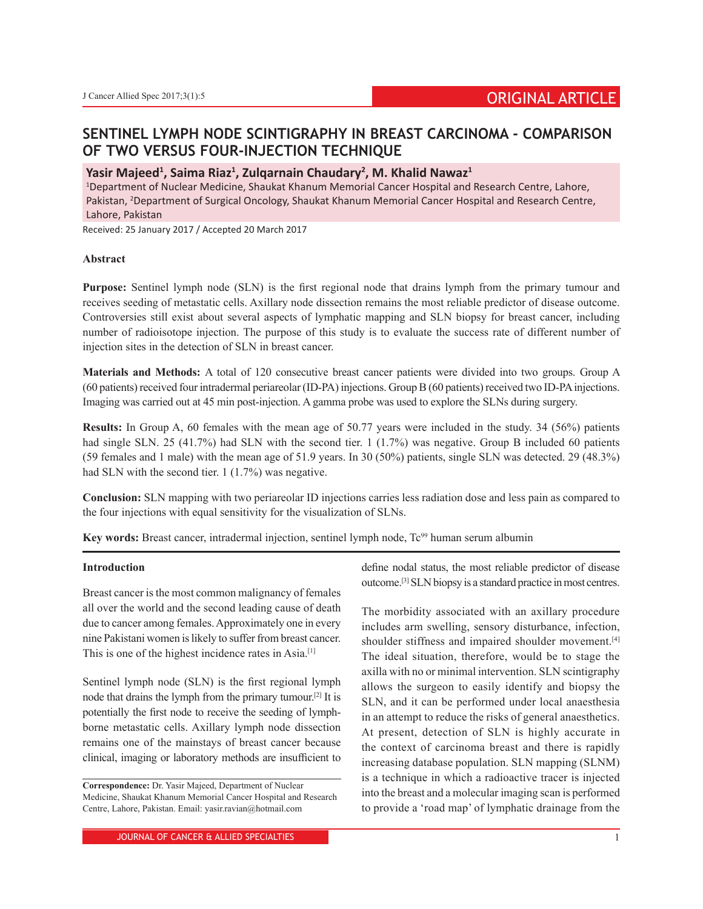ORIGINAL ARTICLE

# SENTINEL LYMPH NODE SCINTIGRAPHY IN BREAST CARCINOMA - COMPARISON OF TWO VERSUS FOUR-INJECTION TECHNIQUE

**Yasir Majeed[1], Saima Riaz[1], Zulqarnain Chaudary[2], M. Khalid Nawaz[1]**

[1]Department of Nuclear Medicine, Shaukat Khanum Memorial Cancer Hospital and Research Centre, Lahore, Pakistan, [2]Department of Surgical Oncology, Shaukat Khanum Memorial Cancer Hospital and Research Centre, Lahore, Pakistan

Received: 25 January 2017 / Accepted 20 March 2017

## Abstract

**Purpose:** Sentinel lymph node (SLN) is the first regional node that drains lymph from the primary tumour and receives seeding of metastatic cells. Axillary node dissection remains the most reliable predictor of disease outcome. Controversies still exist about several aspects of lymphatic mapping and SLN biopsy for breast cancer, including number of radioisotope injection. The purpose of this study is to evaluate the success rate of different number of injection sites in the detection of SLN in breast cancer.

**Materials and Methods:** A total of 120 consecutive breast cancer patients were divided into two groups. Group A (60 patients) received four intradermal periareolar (ID-PA) injections. Group B (60 patients) received two ID-PA injections. Imaging was carried out at 45 min post-injection. A gamma probe was used to explore the SLNs during surgery.

**Results:** In Group A, 60 females with the mean age of 50.77 years were included in the study. 34 (56%) patients had single SLN. 25 (41.7%) had SLN with the second tier. 1 (1.7%) was negative. Group B included 60 patients (59 females and 1 male) with the mean age of 51.9 years. In 30 (50%) patients, single SLN was detected. 29 (48.3%) had SLN with the second tier. 1 (1.7%) was negative.

**Conclusion:** SLN mapping with two periareolar ID injections carries less radiation dose and less pain as compared to the four injections with equal sensitivity for the visualization of SLNs.

**Key words:** Breast cancer, intradermal injection, sentinel lymph node, $Tc^{99}$ human serum albumin

## Introduction

Breast cancer is the most common malignancy of females all over the world and the second leading cause of death due to cancer among females. Approximately one in every nine Pakistani women is likely to suffer from breast cancer. This is one of the highest incidence rates in Asia.[1]

Sentinel lymph node (SLN) is the first regional lymph node that drains the lymph from the primary tumour.[2] It is potentially the first node to receive the seeding of lymph-borne metastatic cells. Axillary lymph node dissection remains one of the mainstays of breast cancer because clinical, imaging or laboratory methods are insufficient to define nodal status, the most reliable predictor of disease outcome.[3] SLN biopsy is a standard practice in most centres.

The morbidity associated with an axillary procedure includes arm swelling, sensory disturbance, infection, shoulder stiffness and impaired shoulder movement.[4] The ideal situation, therefore, would be to stage the axilla with no or minimal intervention. SLN scintigraphy allows the surgeon to easily identify and biopsy the SLN, and it can be performed under local anaesthesia in an attempt to reduce the risks of general anaesthetics. At present, detection of SLN is highly accurate in the context of carcinoma breast and there is rapidly increasing database population. SLN mapping (SLNM) is a technique in which a radioactive tracer is injected into the breast and a molecular imaging scan is performed to provide a 'road map' of lymphatic drainage from the

**Correspondence:** Dr. Yasir Majeed, Department of Nuclear Medicine, Shaukat Khanum Memorial Cancer Hospital and Research Centre, Lahore, Pakistan. Email: yasir.ravian@hotmail.com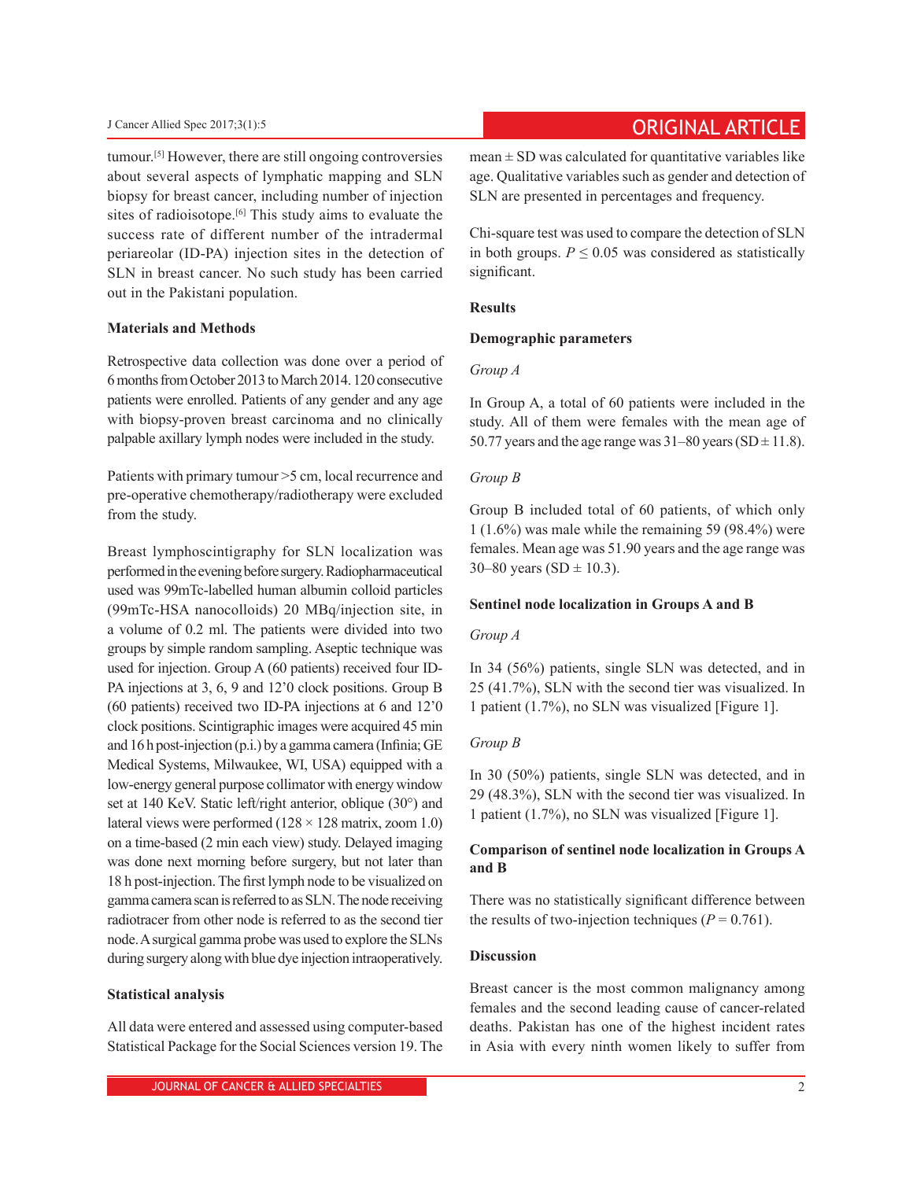tumour.[5] However, there are still ongoing controversies about several aspects of lymphatic mapping and SLN biopsy for breast cancer, including number of injection sites of radioisotope.[6] This study aims to evaluate the success rate of different number of the intradermal periareolar (ID-PA) injection sites in the detection of SLN in breast cancer. No such study has been carried out in the Pakistani population.

## Materials and Methods

Retrospective data collection was done over a period of 6 months from October 2013 to March 2014. 120 consecutive patients were enrolled. Patients of any gender and any age with biopsy-proven breast carcinoma and no clinically palpable axillary lymph nodes were included in the study.

Patients with primary tumour >5 cm, local recurrence and pre-operative chemotherapy/radiotherapy were excluded from the study.

Breast lymphoscintigraphy for SLN localization was performed in the evening before surgery. Radiopharmaceutical used was 99mTc-labelled human albumin colloid particles (99mTc-HSA nanocolloids) 20 MBq/injection site, in a volume of 0.2 ml. The patients were divided into two groups by simple random sampling. Aseptic technique was used for injection. Group A (60 patients) received four ID-PA injections at 3, 6, 9 and 12'0 clock positions. Group B (60 patients) received two ID-PA injections at 6 and 12'0 clock positions. Scintigraphic images were acquired 45 min and 16 h post-injection (p.i.) by a gamma camera (Infinia; GE Medical Systems, Milwaukee, WI, USA) equipped with a low-energy general purpose collimator with energy window set at 140 KeV. Static left/right anterior, oblique (30°) and lateral views were performed (128 × 128 matrix, zoom 1.0) on a time-based (2 min each view) study. Delayed imaging was done next morning before surgery, but not later than 18 h post-injection. The first lymph node to be visualized on gamma camera scan is referred to as SLN. The node receiving radiotracer from other node is referred to as the second tier node. A surgical gamma probe was used to explore the SLNs during surgery along with blue dye injection intraoperatively.

### Statistical analysis

All data were entered and assessed using computer-based Statistical Package for the Social Sciences version 19. The mean ± SD was calculated for quantitative variables like age. Qualitative variables such as gender and detection of SLN are presented in percentages and frequency.

Chi-square test was used to compare the detection of SLN in both groups. $P \leq 0.05$ was considered as statistically significant.

## Results

### Demographic parameters

#### *Group A*

In Group A, a total of 60 patients were included in the study. All of them were females with the mean age of 50.77 years and the age range was 31–80 years (SD ± 11.8).

#### *Group B*

Group B included total of 60 patients, of which only 1 (1.6%) was male while the remaining 59 (98.4%) were females. Mean age was 51.90 years and the age range was 30–80 years (SD ± 10.3).

### Sentinel node localization in Groups A and B

#### *Group A*

In 34 (56%) patients, single SLN was detected, and in 25 (41.7%), SLN with the second tier was visualized. In 1 patient (1.7%), no SLN was visualized [Figure 1].

#### *Group B*

In 30 (50%) patients, single SLN was detected, and in 29 (48.3%), SLN with the second tier was visualized. In 1 patient (1.7%), no SLN was visualized [Figure 1].

### Comparison of sentinel node localization in Groups A and B

There was no statistically significant difference between the results of two-injection techniques ($P = 0.761$).

## Discussion

Breast cancer is the most common malignancy among females and the second leading cause of cancer-related deaths. Pakistan has one of the highest incident rates in Asia with every ninth women likely to suffer from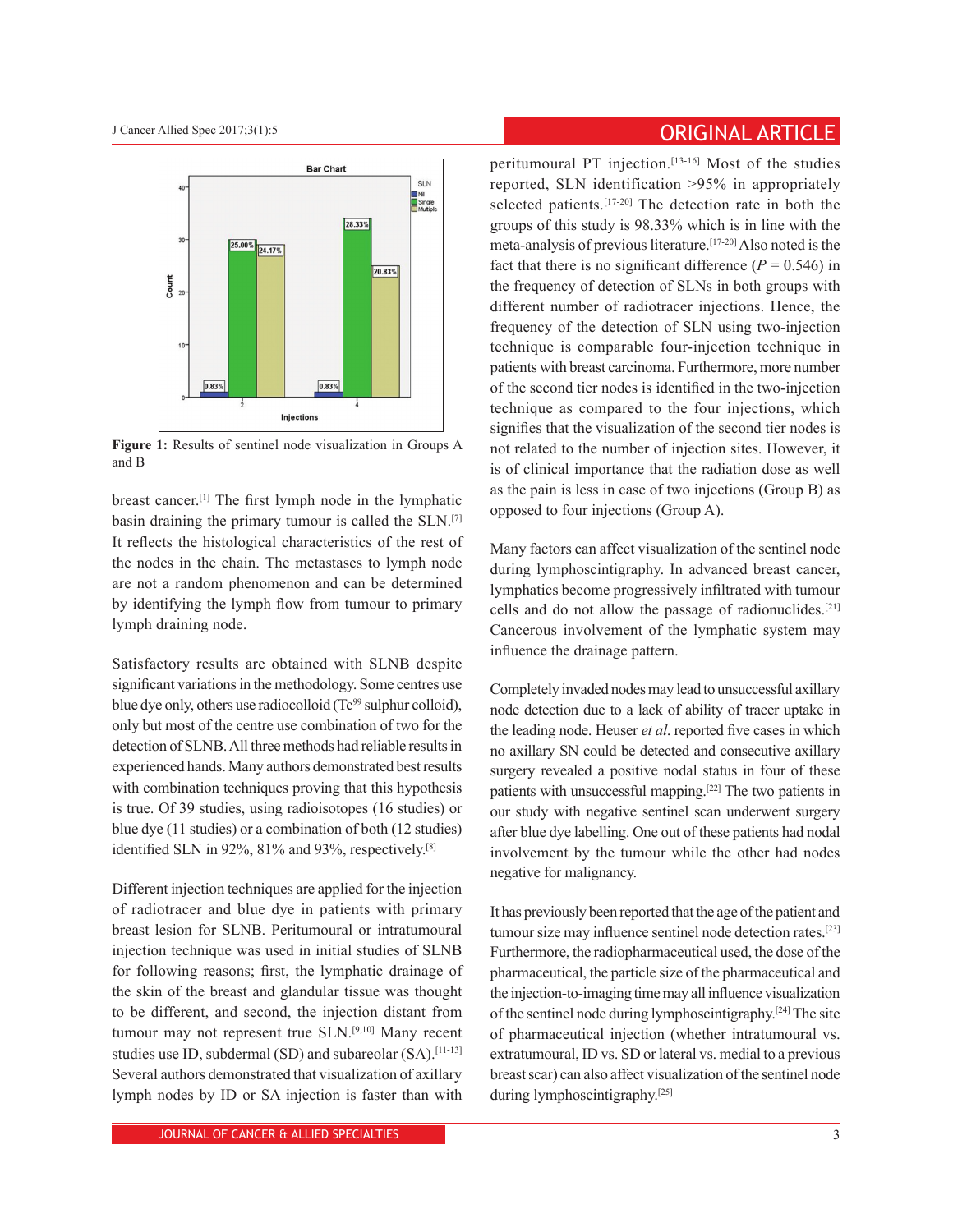Figure 1: Results of sentinel node visualization in Groups A and B

breast cancer.[1] The first lymph node in the lymphatic basin draining the primary tumour is called the SLN.[7] It reflects the histological characteristics of the rest of the nodes in the chain. The metastases to lymph node are not a random phenomenon and can be determined by identifying the lymph flow from tumour to primary lymph draining node.

Satisfactory results are obtained with SLNB despite significant variations in the methodology. Some centres use blue dye only, others use radiocolloid ($Tc^{99}$ sulphur colloid), only but most of the centre use combination of two for the detection of SLNB. All three methods had reliable results in experienced hands. Many authors demonstrated best results with combination techniques proving that this hypothesis is true. Of 39 studies, using radioisotopes (16 studies) or blue dye (11 studies) or a combination of both (12 studies) identified SLN in 92%, 81% and 93%, respectively.[8]

Different injection techniques are applied for the injection of radiotracer and blue dye in patients with primary breast lesion for SLNB. Peritumoural or intratumoural injection technique was used in initial studies of SLNB for following reasons; first, the lymphatic drainage of the skin of the breast and glandular tissue was thought to be different, and second, the injection distant from tumour may not represent true SLN.[9,10] Many recent studies use ID, subdermal (SD) and subareolar (SA).[11-13] Several authors demonstrated that visualization of axillary lymph nodes by ID or SA injection is faster than with peritumoural PT injection.[13-16] Most of the studies reported, SLN identification >95% in appropriately selected patients.[17-20] The detection rate in both the groups of this study is 98.33% which is in line with the meta-analysis of previous literature.[17-20] Also noted is the fact that there is no significant difference ($P$ = 0.546) in the frequency of detection of SLNs in both groups with different number of radiotracer injections. Hence, the frequency of the detection of SLN using two-injection technique is comparable four-injection technique in patients with breast carcinoma. Furthermore, more number of the second tier nodes is identified in the two-injection technique as compared to the four injections, which signifies that the visualization of the second tier nodes is not related to the number of injection sites. However, it is of clinical importance that the radiation dose as well as the pain is less in case of two injections (Group B) as opposed to four injections (Group A).

Many factors can affect visualization of the sentinel node during lymphoscintigraphy. In advanced breast cancer, lymphatics become progressively infiltrated with tumour cells and do not allow the passage of radionuclides.[21] Cancerous involvement of the lymphatic system may influence the drainage pattern.

Completely invaded nodes may lead to unsuccessful axillary node detection due to a lack of ability of tracer uptake in the leading node. Heuser *et al*. reported five cases in which no axillary SN could be detected and consecutive axillary surgery revealed a positive nodal status in four of these patients with unsuccessful mapping.[22] The two patients in our study with negative sentinel scan underwent surgery after blue dye labelling. One out of these patients had nodal involvement by the tumour while the other had nodes negative for malignancy.

It has previously been reported that the age of the patient and tumour size may influence sentinel node detection rates.[23] Furthermore, the radiopharmaceutical used, the dose of the pharmaceutical, the particle size of the pharmaceutical and the injection-to-imaging time may all influence visualization of the sentinel node during lymphoscintigraphy.[24] The site of pharmaceutical injection (whether intratumoural vs. extratumoural, ID vs. SD or lateral vs. medial to a previous breast scar) can also affect visualization of the sentinel node during lymphoscintigraphy.[25]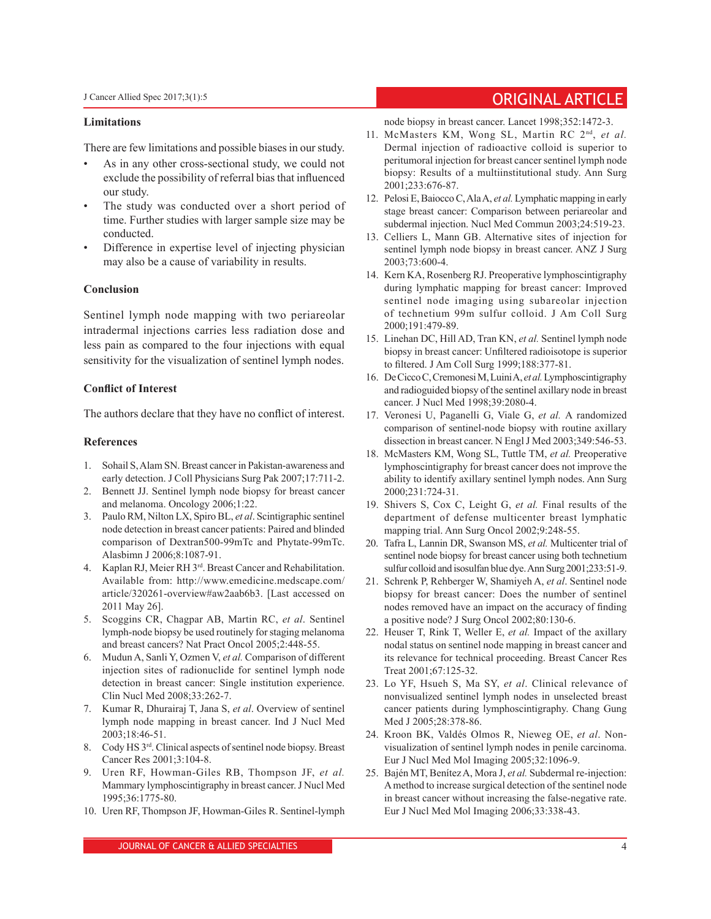### Limitations

There are few limitations and possible biases in our study.

- As in any other cross-sectional study, we could not exclude the possibility of referral bias that influenced our study.
- The study was conducted over a short period of time. Further studies with larger sample size may be conducted.
- Difference in expertise level of injecting physician may also be a cause of variability in results.

### Conclusion

Sentinel lymph node mapping with two periareolar intradermal injections carries less radiation dose and less pain as compared to the four injections with equal sensitivity for the visualization of sentinel lymph nodes.

### Conflict of Interest

The authors declare that they have no conflict of interest.

### References

1. Sohail S, Alam SN. Breast cancer in Pakistan-awareness and early detection. J Coll Physicians Surg Pak 2007;17:711-2.
2. Bennett JJ. Sentinel lymph node biopsy for breast cancer and melanoma. Oncology 2006;1:22.
3. Paulo RM, Nilton LX, Spiro BL, *et al*. Scintigraphic sentinel node detection in breast cancer patients: Paired and blinded comparison of Dextran500-99mTc and Phytate-99mTc. Alasbimn J 2006;8:1087-91.
4. Kaplan RJ, Meier RH 3rd. Breast Cancer and Rehabilitation. Available from: http://www.emedicine.medscape.com/article/320261-overview#aw2aab6b3. [Last accessed on 2011 May 26].
5. Scoggins CR, Chagpar AB, Martin RC, *et al*. Sentinel lymph-node biopsy be used routinely for staging melanoma and breast cancers? Nat Pract Oncol 2005;2:448-55.
6. Mudun A, Sanli Y, Ozmen V, *et al.* Comparison of different injection sites of radionuclide for sentinel lymph node detection in breast cancer: Single institution experience. Clin Nucl Med 2008;33:262-7.
7. Kumar R, Dhurairaj T, Jana S, *et al*. Overview of sentinel lymph node mapping in breast cancer. Ind J Nucl Med 2003;18:46-51.
8. Cody HS 3rd. Clinical aspects of sentinel node biopsy. Breast Cancer Res 2001;3:104-8.
9. Uren RF, Howman-Giles RB, Thompson JF, *et al.* Mammary lymphoscintigraphy in breast cancer. J Nucl Med 1995;36:1775-80.
10. Uren RF, Thompson JF, Howman-Giles R. Sentinel-lymph node biopsy in breast cancer. Lancet 1998;352:1472-3.
11. McMasters KM, Wong SL, Martin RC 2nd, *et al.* Dermal injection of radioactive colloid is superior to peritumoral injection for breast cancer sentinel lymph node biopsy: Results of a multiinstitutional study. Ann Surg 2001;233:676-87.
12. Pelosi E, Baiocco C, Ala A, *et al.* Lymphatic mapping in early stage breast cancer: Comparison between periareolar and subdermal injection. Nucl Med Commun 2003;24:519-23.
13. Celliers L, Mann GB. Alternative sites of injection for sentinel lymph node biopsy in breast cancer. ANZ J Surg 2003;73:600-4.
14. Kern KA, Rosenberg RJ. Preoperative lymphoscintigraphy during lymphatic mapping for breast cancer: Improved sentinel node imaging using subareolar injection of technetium 99m sulfur colloid. J Am Coll Surg 2000;191:479-89.
15. Linehan DC, Hill AD, Tran KN, *et al.* Sentinel lymph node biopsy in breast cancer: Unfiltered radioisotope is superior to filtered. J Am Coll Surg 1999;188:377-81.
16. De Cicco C, Cremonesi M, Luini A, *et al.* Lymphoscintigraphy and radioguided biopsy of the sentinel axillary node in breast cancer. J Nucl Med 1998;39:2080-4.
17. Veronesi U, Paganelli G, Viale G, *et al.* A randomized comparison of sentinel-node biopsy with routine axillary dissection in breast cancer. N Engl J Med 2003;349:546-53.
18. McMasters KM, Wong SL, Tuttle TM, *et al.* Preoperative lymphoscintigraphy for breast cancer does not improve the ability to identify axillary sentinel lymph nodes. Ann Surg 2000;231:724-31.
19. Shivers S, Cox C, Leight G, *et al.* Final results of the department of defense multicenter breast lymphatic mapping trial. Ann Surg Oncol 2002;9:248-55.
20. Tafra L, Lannin DR, Swanson MS, *et al.* Multicenter trial of sentinel node biopsy for breast cancer using both technetium sulfur colloid and isosulfan blue dye. Ann Surg 2001;233:51-9.
21. Schrenk P, Rehberger W, Shamiyeh A, *et al*. Sentinel node biopsy for breast cancer: Does the number of sentinel nodes removed have an impact on the accuracy of finding a positive node? J Surg Oncol 2002;80:130-6.
22. Heuser T, Rink T, Weller E, *et al.* Impact of the axillary nodal status on sentinel node mapping in breast cancer and its relevance for technical proceeding. Breast Cancer Res Treat 2001;67:125-32.
23. Lo YF, Hsueh S, Ma SY, *et al*. Clinical relevance of nonvisualized sentinel lymph nodes in unselected breast cancer patients during lymphoscintigraphy. Chang Gung Med J 2005;28:378-86.
24. Kroon BK, Valdés Olmos R, Nieweg OE, *et al*. Non-visualization of sentinel lymph nodes in penile carcinoma. Eur J Nucl Med Mol Imaging 2005;32:1096-9.
25. Bajén MT, Benítez A, Mora J, *et al.* Subdermal re-injection: A method to increase surgical detection of the sentinel node in breast cancer without increasing the false-negative rate. Eur J Nucl Med Mol Imaging 2006;33:338-43.